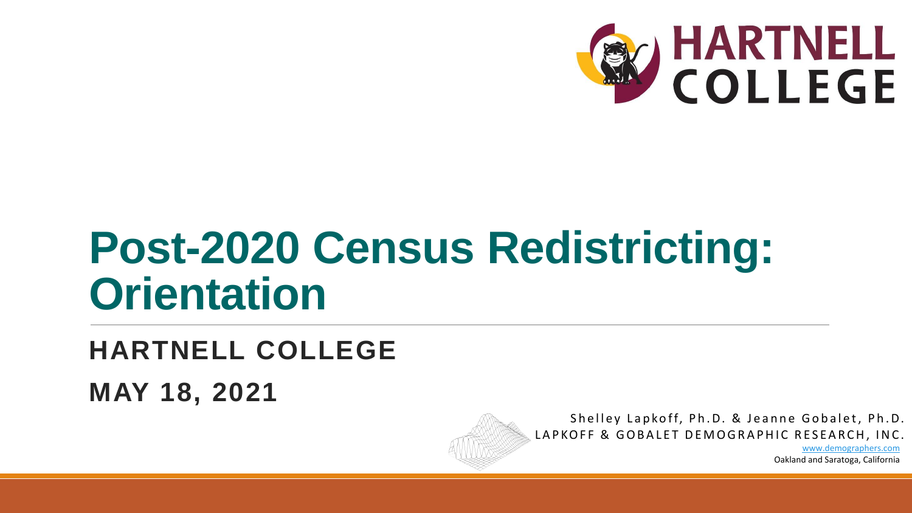HARTNELL COLLEGE

# Post-2020 Census Redistricting: Orientation

## HARTNELL COLLEGE

## MAY 18, 2021

Shelley Lapkoff, Ph.D. & Jeanne Gobalet, Ph.D.
LAPKOFF & GOBALET DEMOGRAPHIC RESEARCH, INC.
www.demographers.com
Oakland and Saratoga, California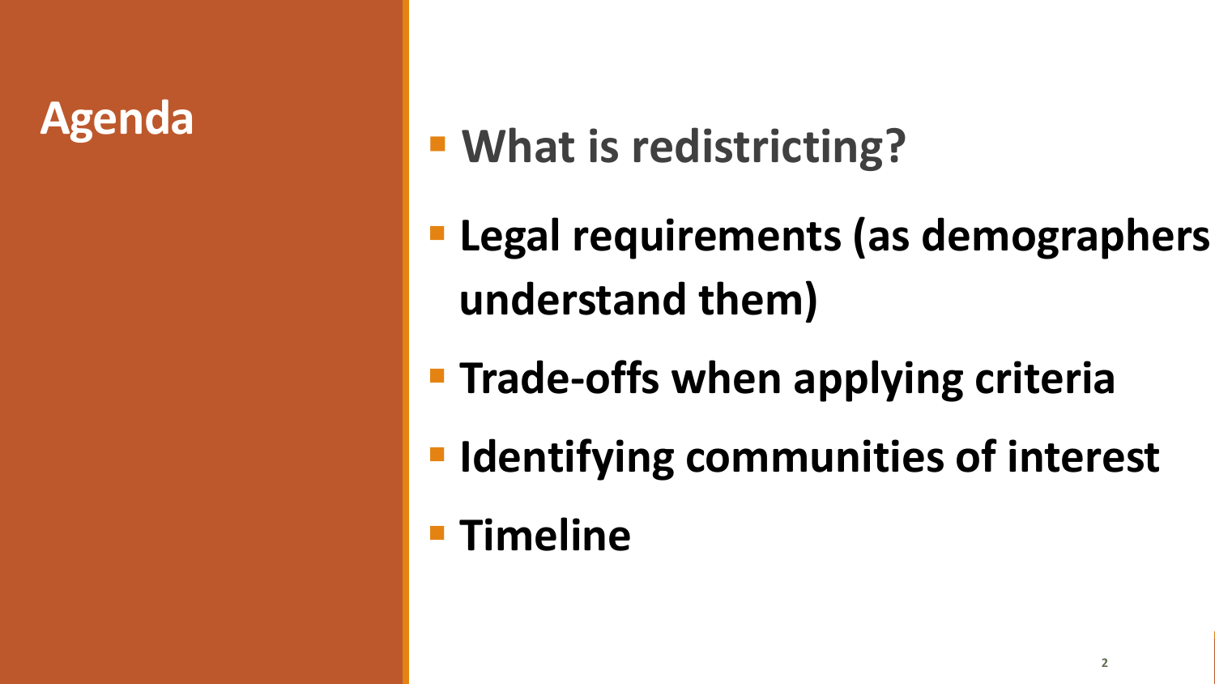# Agenda

- **What is redistricting?**
- **Legal requirements (as demographers understand them)**
- **Trade-offs when applying criteria**
- **Identifying communities of interest**
- **Timeline**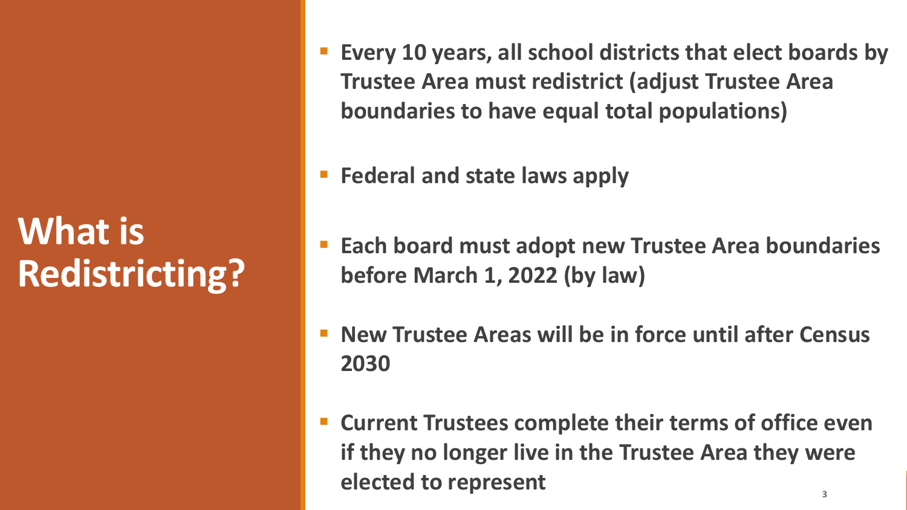# What is Redistricting?

- **Every 10 years, all school districts that elect boards by Trustee Area must redistrict (adjust Trustee Area boundaries to have equal total populations)**
- **Federal and state laws apply**
- **Each board must adopt new Trustee Area boundaries before March 1, 2022 (by law)**
- **New Trustee Areas will be in force until after Census 2030**
- **Current Trustees complete their terms of office even if they no longer live in the Trustee Area they were elected to represent**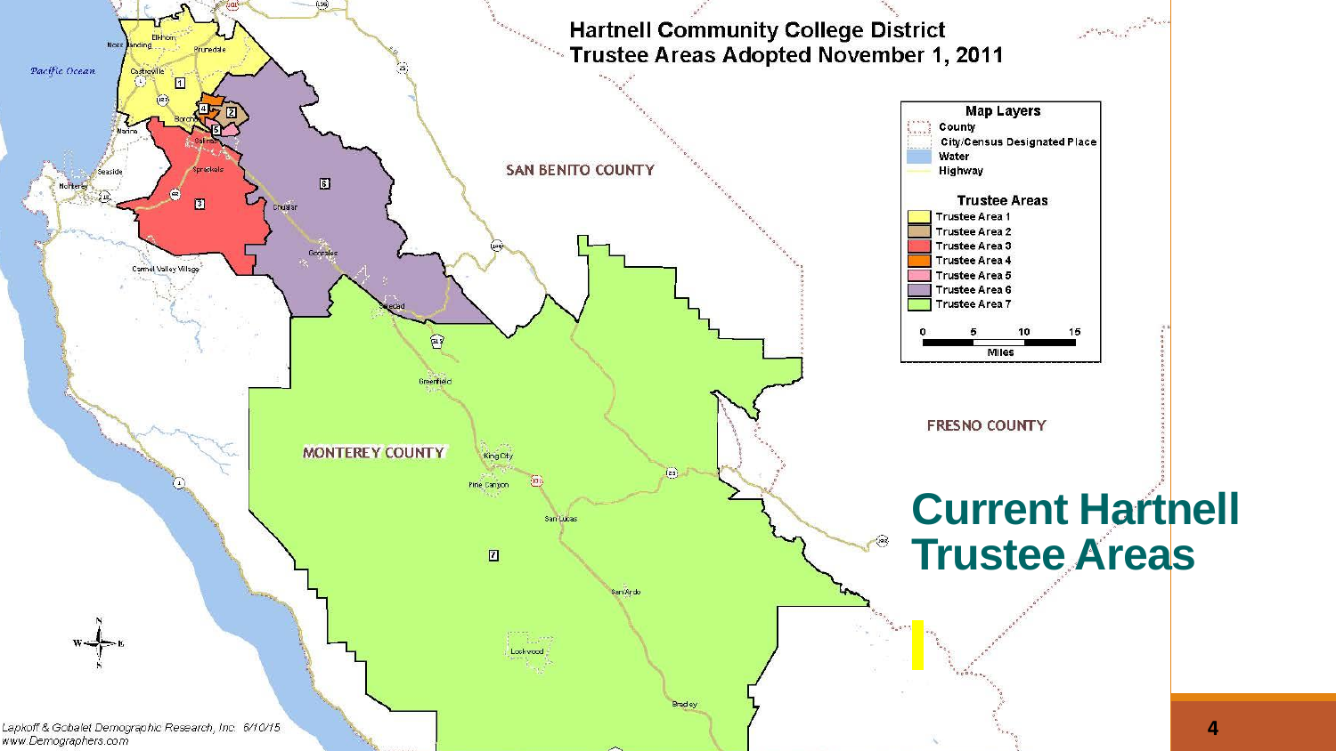# Current Hartnell Trustee Areas

## Hartnell Community College District Trustee Areas Adopted November 1, 2011

**Map Layers**
- County
- City/Census Designated Place
- Water
- Highway

**Trustee Areas**
- Trustee Area 1
- Trustee Area 2
- Trustee Area 3
- Trustee Area 4
- Trustee Area 5
- Trustee Area 6
- Trustee Area 7

0 5 10 15 Miles

SAN BENITO COUNTY

FRESNO COUNTY

MONTEREY COUNTY

Pacific Ocean

Moss Landing, Elkhorn, Prunedale, Castroville, Boronda, Marina, Salinas, Spreckels, Seaside, Monterey, Chualar, Carmel Valley Village, Gonzales, Soledad, Greenfield, King City, Pine Canyon, San Lucas, San Ardo, Lockwood, Bradley

*Lapkoff & Gobalet Demographic Research, Inc. 6/10/15*
*www.Demographers.com*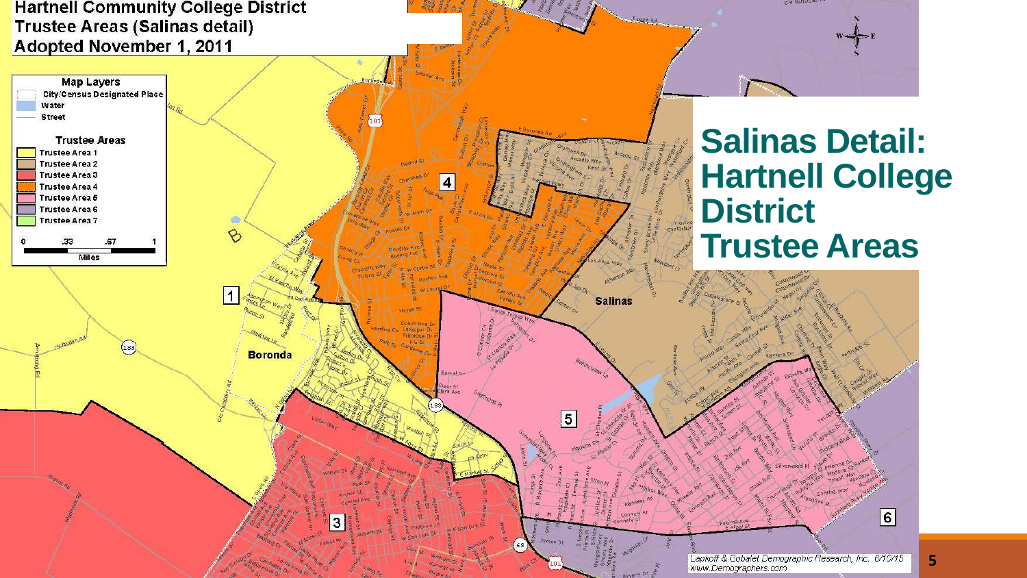# Salinas Detail: Hartnell College District Trustee Areas

**Hartnell Community College District**
**Trustee Areas (Salinas detail)**
**Adopted November 1, 2011**

**Map Layers**
- City/Census Designated Place
- Water
- Street

**Trustee Areas**
- Trustee Area 1
- Trustee Area 2
- Trustee Area 3
- Trustee Area 4
- Trustee Area 5
- Trustee Area 6
- Trustee Area 7

0 .33 .67 1
Miles

Lapkoff & Gobalet Demographic Research, Inc. 6/10/15
www.Demographers.com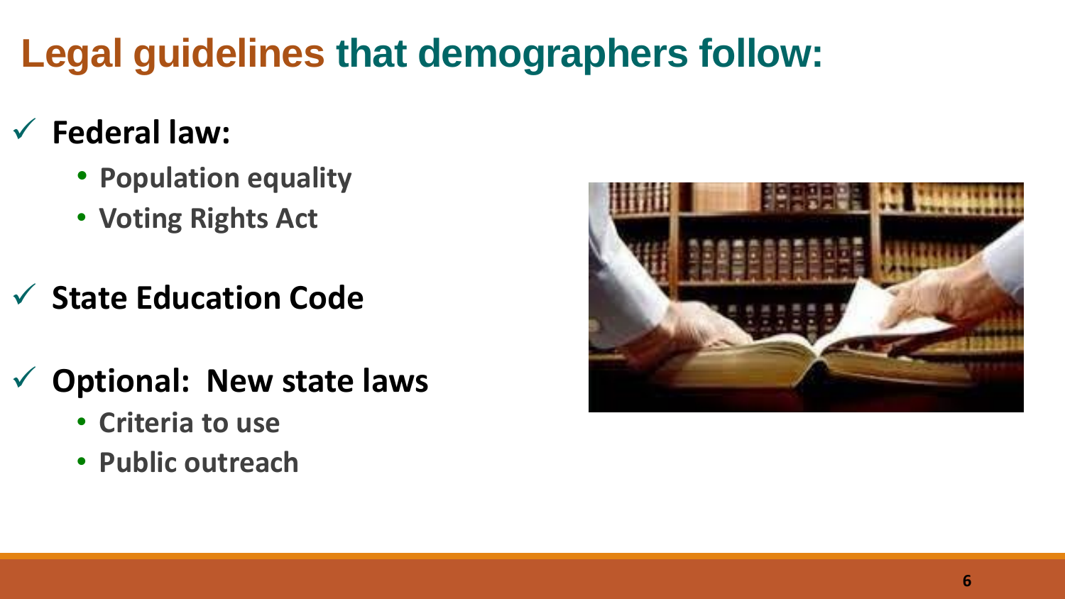# Legal guidelines that demographers follow:

- ✓ **Federal law:**
  - **Population equality**
  - **Voting Rights Act**
- ✓ **State Education Code**
- ✓ **Optional: New state laws**
  - **Criteria to use**
  - **Public outreach**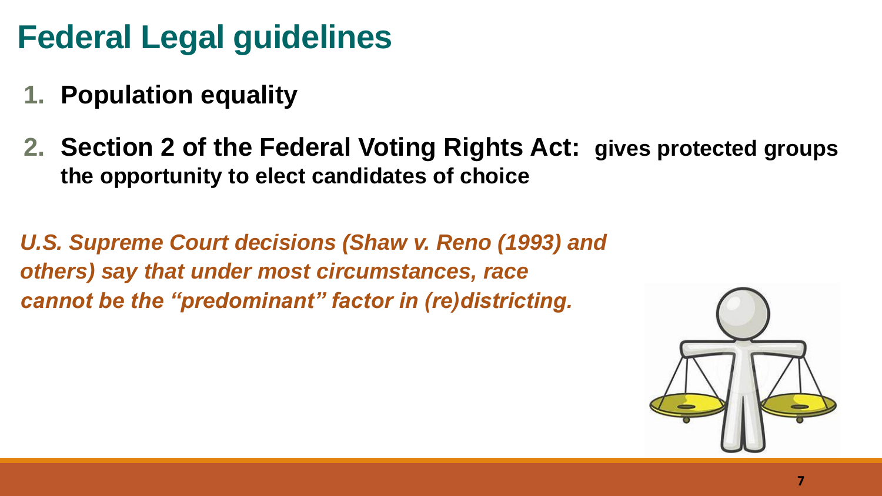# Federal Legal guidelines

1. **Population equality**
2. **Section 2 of the Federal Voting Rights Act: gives protected groups the opportunity to elect candidates of choice**

***U.S. Supreme Court decisions (Shaw v. Reno (1993) and others) say that under most circumstances, race cannot be the "predominant" factor in (re)districting.***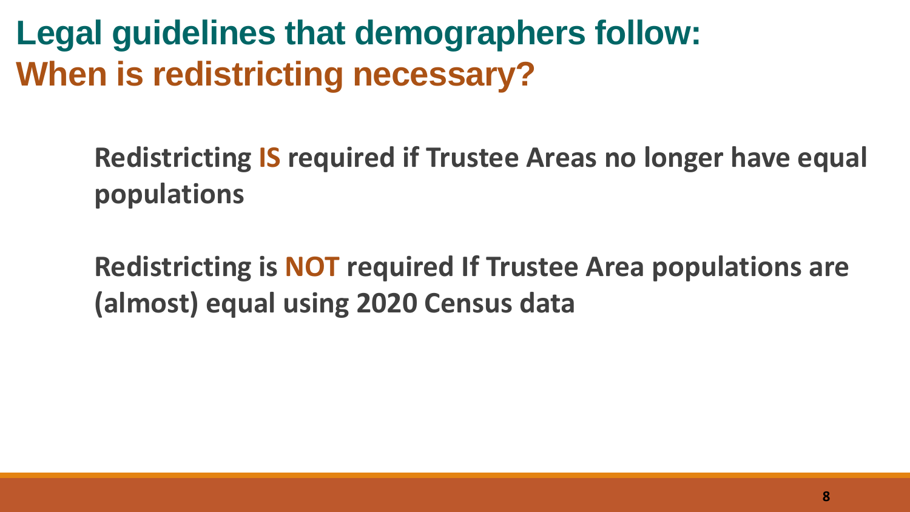# Legal guidelines that demographers follow:
## When is redistricting necessary?

**Redistricting IS required if Trustee Areas no longer have equal populations**

**Redistricting is NOT required If Trustee Area populations are (almost) equal using 2020 Census data**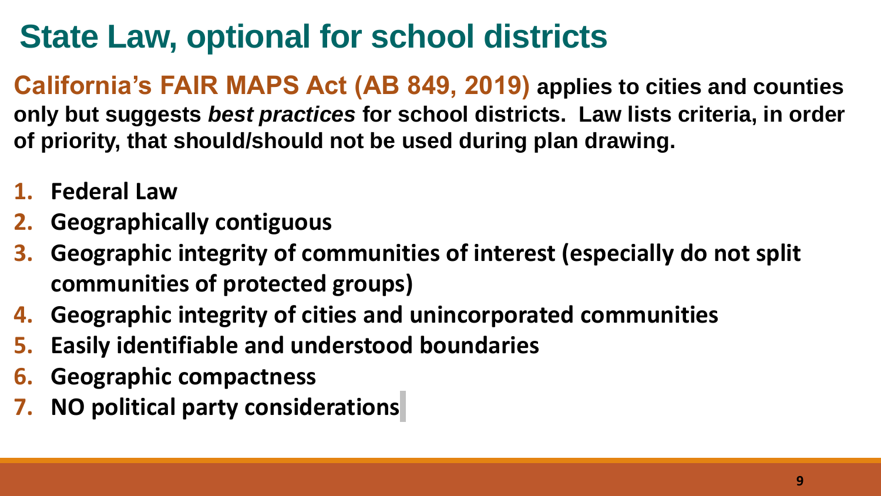# State Law, optional for school districts

**California's FAIR MAPS Act (AB 849, 2019) applies to cities and counties only but suggests *best practices* for school districts. Law lists criteria, in order of priority, that should/should not be used during plan drawing.**

1. **Federal Law**
2. **Geographically contiguous**
3. **Geographic integrity of communities of interest (especially do not split communities of protected groups)**
4. **Geographic integrity of cities and unincorporated communities**
5. **Easily identifiable and understood boundaries**
6. **Geographic compactness**
7. **NO political party considerations**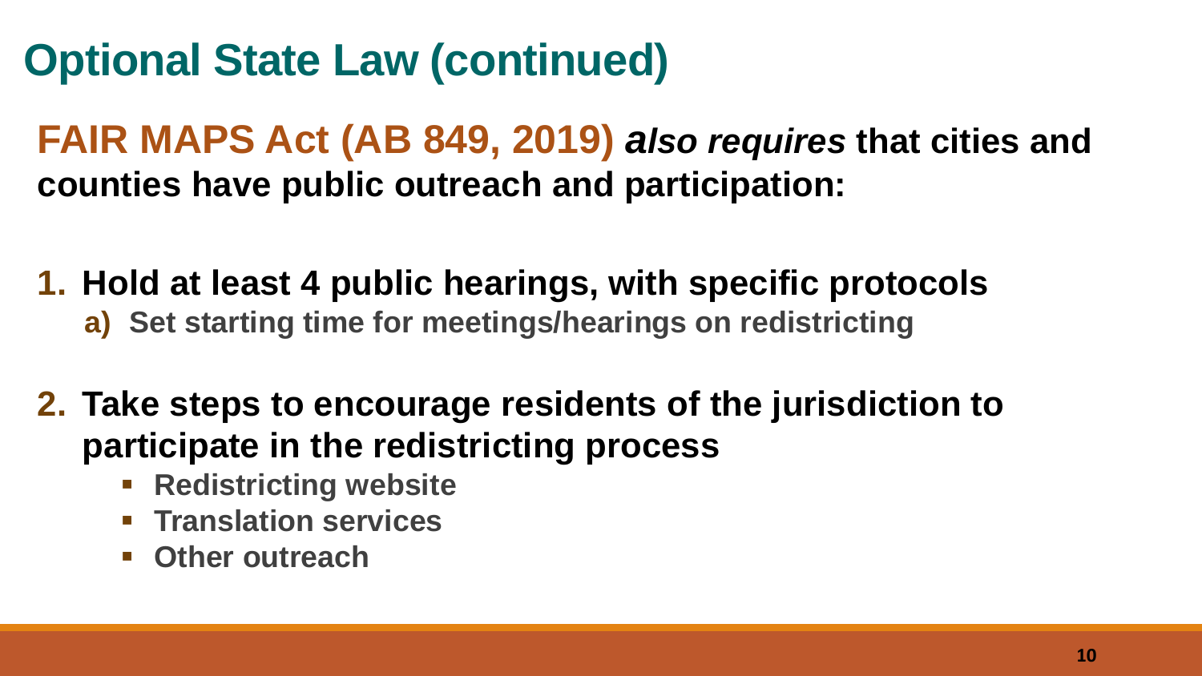# Optional State Law (continued)

**FAIR MAPS Act (AB 849, 2019)** ***also requires*** **that cities and counties have public outreach and participation:**

1. **Hold at least 4 public hearings, with specific protocols**
   a) **Set starting time for meetings/hearings on redistricting**

2. **Take steps to encourage residents of the jurisdiction to participate in the redistricting process**
   - **Redistricting website**
   - **Translation services**
   - **Other outreach**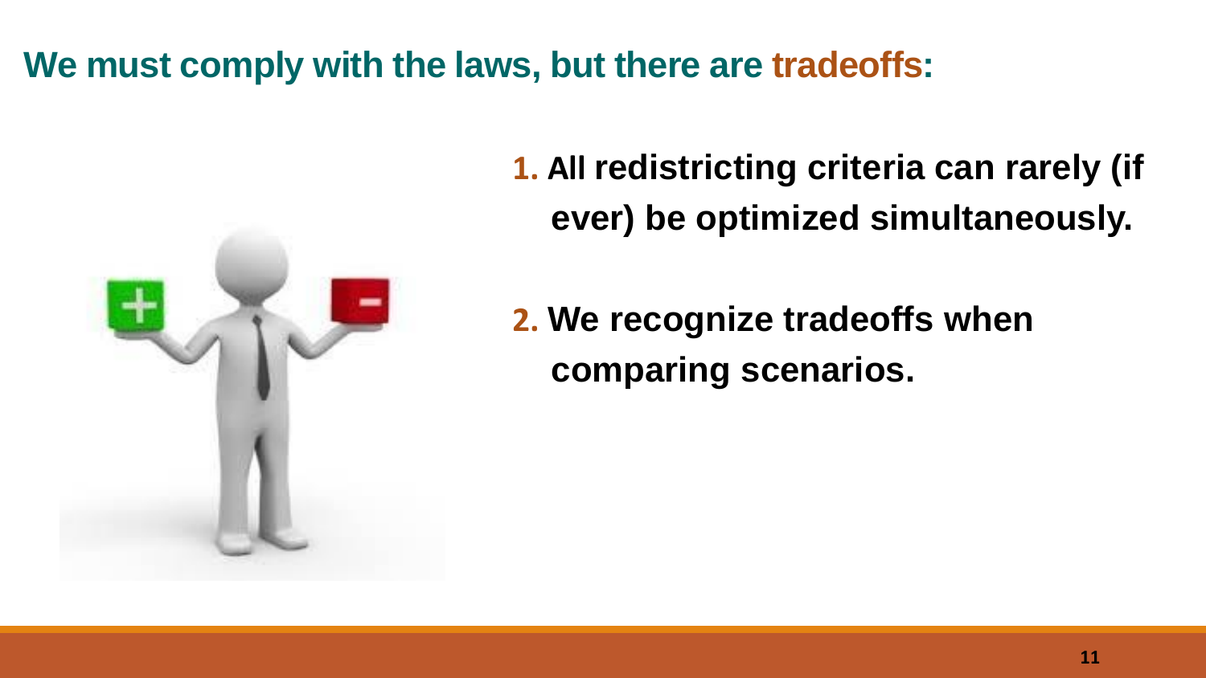# We must comply with the laws, but there are tradeoffs:

1. All redistricting criteria can rarely (if ever) be optimized simultaneously.

2. We recognize tradeoffs when comparing scenarios.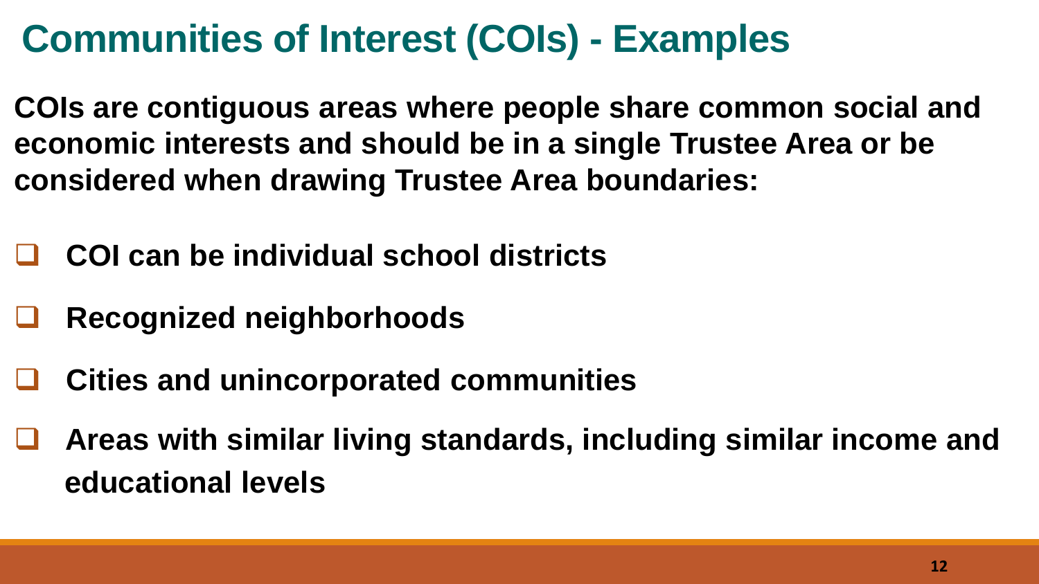# Communities of Interest (COIs) - Examples

**COIs are contiguous areas where people share common social and economic interests and should be in a single Trustee Area or be considered when drawing Trustee Area boundaries:**

- **COI can be individual school districts**
- **Recognized neighborhoods**
- **Cities and unincorporated communities**
- **Areas with similar living standards, including similar income and educational levels**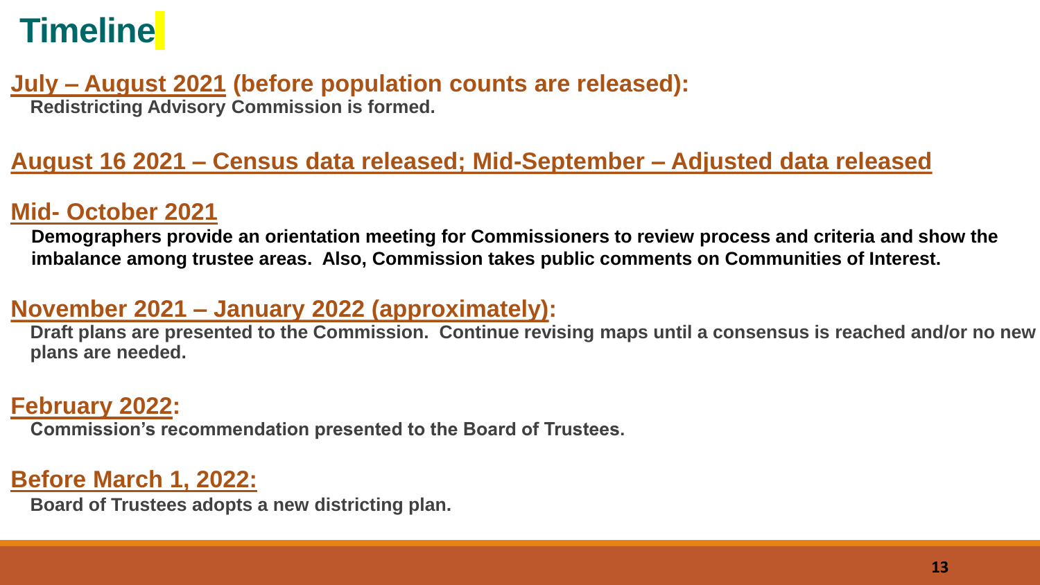# Timeline

## July – August 2021 (before population counts are released):

**Redistricting Advisory Commission is formed.**

## August 16 2021 – Census data released; Mid-September – Adjusted data released

## Mid- October 2021

**Demographers provide an orientation meeting for Commissioners to review process and criteria and show the imbalance among trustee areas. Also, Commission takes public comments on Communities of Interest.**

## November 2021 – January 2022 (approximately):

**Draft plans are presented to the Commission. Continue revising maps until a consensus is reached and/or no new plans are needed.**

## February 2022:

**Commission's recommendation presented to the Board of Trustees.**

## Before March 1, 2022:

**Board of Trustees adopts a new districting plan.**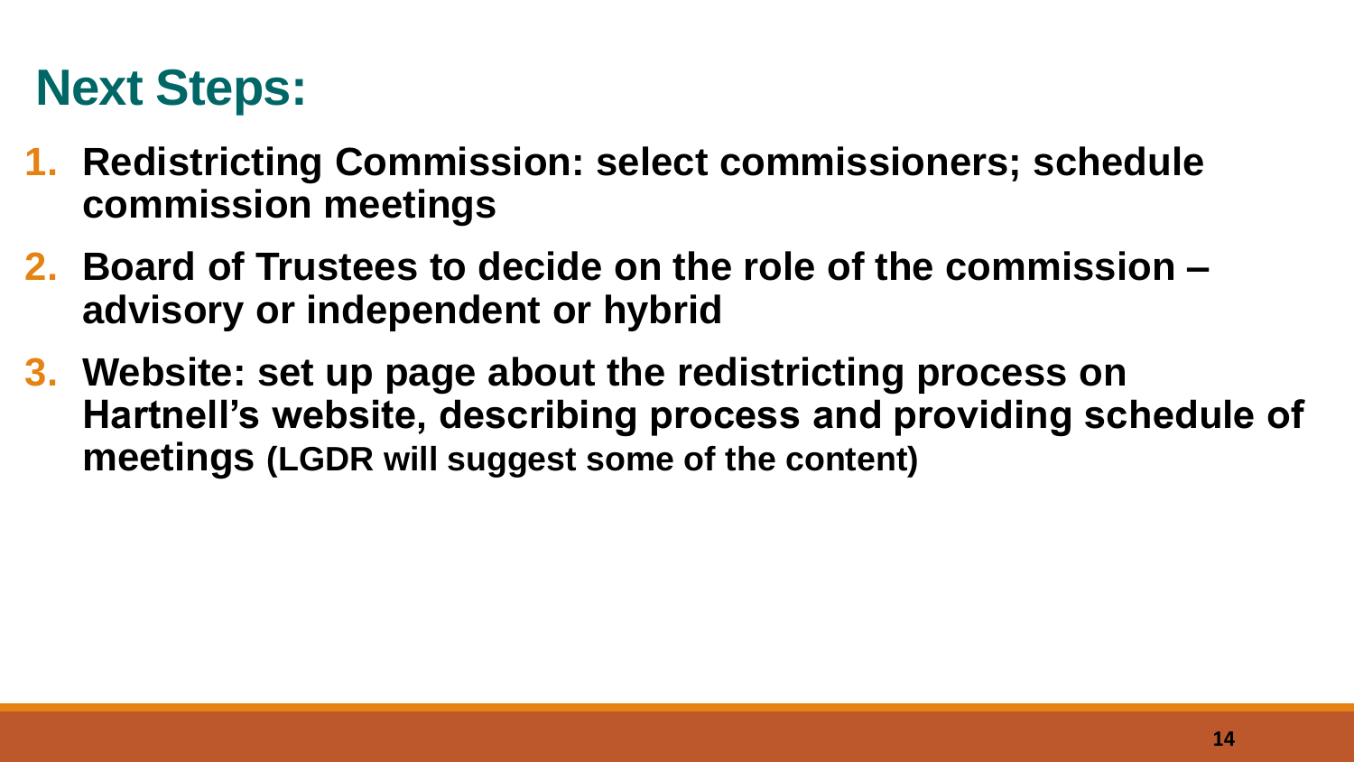# Next Steps:

1. **Redistricting Commission: select commissioners; schedule commission meetings**
2. **Board of Trustees to decide on the role of the commission – advisory or independent or hybrid**
3. **Website: set up page about the redistricting process on Hartnell's website, describing process and providing schedule of meetings (LGDR will suggest some of the content)**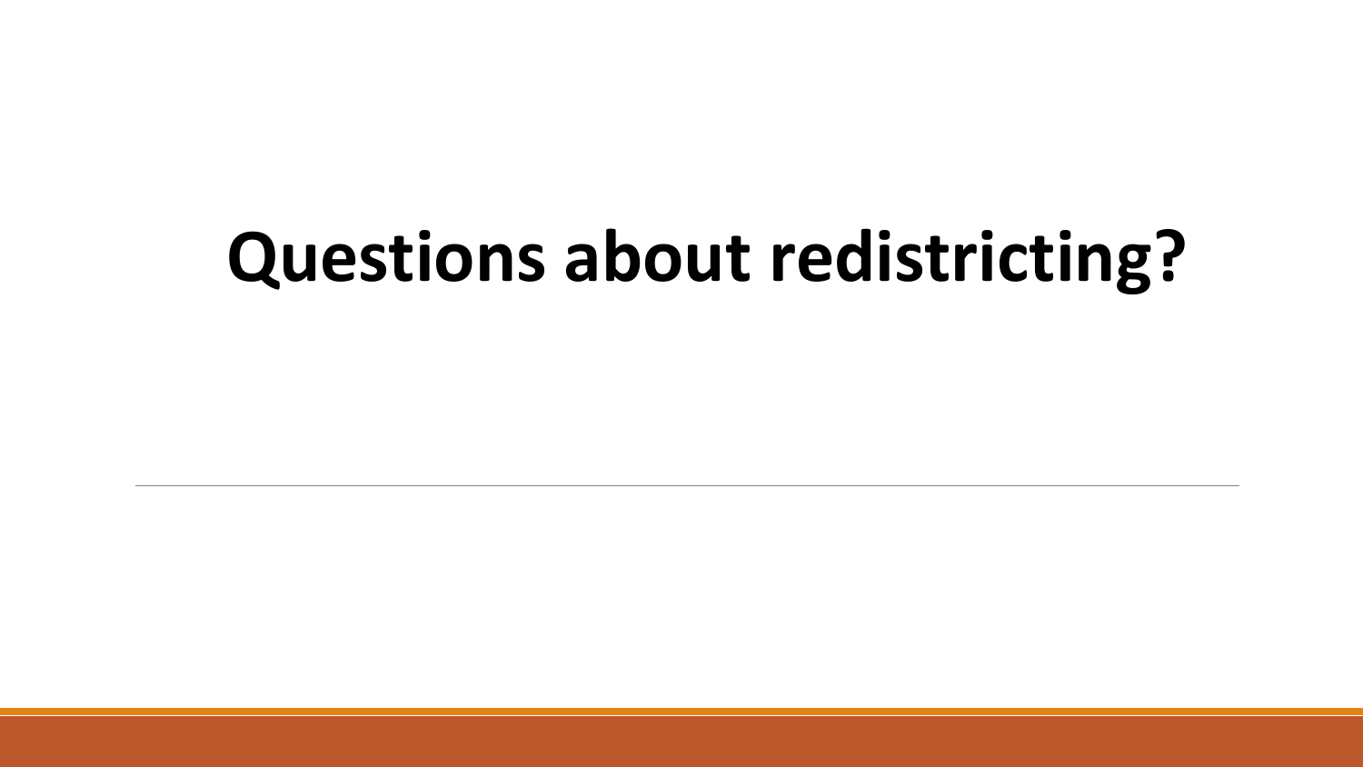# Questions about redistricting?